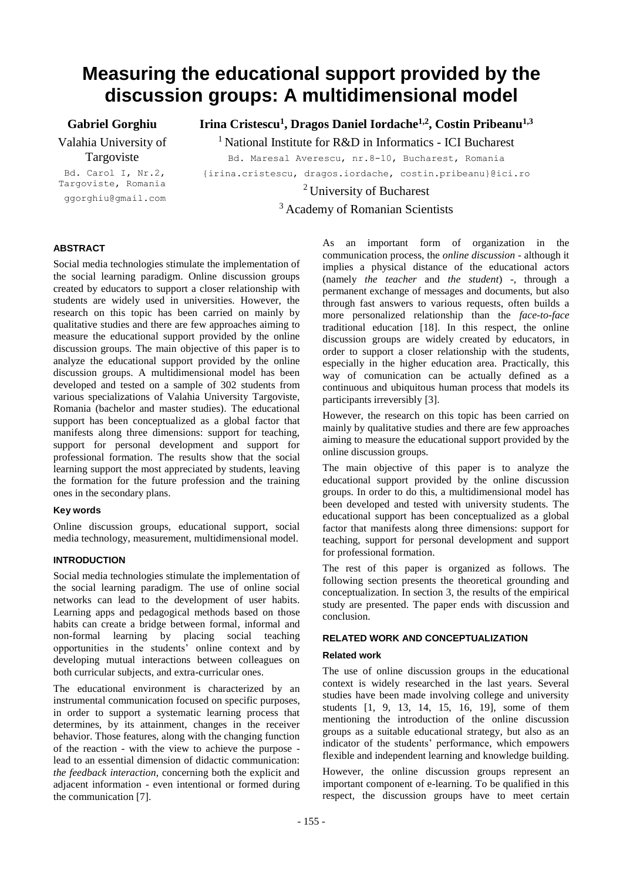# Measuring the educational support provided by the discussion groups: A multidimensional model

**Gabriel Gorghiu**

Valahia University of Targoviste

Bd. Carol I, Nr.2, Targoviste, Romania

ggorghiu@gmail.com

**Irina Cristescu[1], Dragos Daniel Iordache[1,2], Costin Pribeanu[1,3]**

[1] National Institute for R&D in Informatics - ICI Bucharest

Bd. Maresal Averescu, nr.8-10, Bucharest, Romania

{irina.cristescu, dragos.iordache, costin.pribeanu}@ici.ro

[2] University of Bucharest

[3] Academy of Romanian Scientists

### ABSTRACT

Social media technologies stimulate the implementation of the social learning paradigm. Online discussion groups created by educators to support a closer relationship with students are widely used in universities. However, the research on this topic has been carried on mainly by qualitative studies and there are few approaches aiming to measure the educational support provided by the online discussion groups. The main objective of this paper is to analyze the educational support provided by the online discussion groups. A multidimensional model has been developed and tested on a sample of 302 students from various specializations of Valahia University Targoviste, Romania (bachelor and master studies). The educational support has been conceptualized as a global factor that manifests along three dimensions: support for teaching, support for personal development and support for professional formation. The results show that the social learning support the most appreciated by students, leaving the formation for the future profession and the training ones in the secondary plans.

### Key words

Online discussion groups, educational support, social media technology, measurement, multidimensional model.

### INTRODUCTION

Social media technologies stimulate the implementation of the social learning paradigm. The use of online social networks can lead to the development of user habits. Learning apps and pedagogical methods based on those habits can create a bridge between formal, informal and non-formal learning by placing social teaching opportunities in the students' online context and by developing mutual interactions between colleagues on both curricular subjects, and extra-curricular ones.

The educational environment is characterized by an instrumental communication focused on specific purposes, in order to support a systematic learning process that determines, by its attainment, changes in the receiver behavior. Those features, along with the changing function of the reaction - with the view to achieve the purpose - lead to an essential dimension of didactic communication: *the feedback interaction*, concerning both the explicit and adjacent information - even intentional or formed during the communication [7].

As an important form of organization in the communication process, the *online discussion* - although it implies a physical distance of the educational actors (namely *the teacher* and *the student*) -, through a permanent exchange of messages and documents, but also through fast answers to various requests, often builds a more personalized relationship than the *face-to-face* traditional education [18]. In this respect, the online discussion groups are widely created by educators, in order to support a closer relationship with the students, especially in the higher education area. Practically, this way of comunication can be actually defined as a continuous and ubiquitous human process that models its participants irreversibly [3].

However, the research on this topic has been carried on mainly by qualitative studies and there are few approaches aiming to measure the educational support provided by the online discussion groups.

The main objective of this paper is to analyze the educational support provided by the online discussion groups. In order to do this, a multidimensional model has been developed and tested with university students. The educational support has been conceptualized as a global factor that manifests along three dimensions: support for teaching, support for personal development and support for professional formation.

The rest of this paper is organized as follows. The following section presents the theoretical grounding and conceptualization. In section 3, the results of the empirical study are presented. The paper ends with discussion and conclusion.

### RELATED WORK AND CONCEPTUALIZATION

#### Related work

The use of online discussion groups in the educational context is widely researched in the last years. Several studies have been made involving college and university students [1, 9, 13, 14, 15, 16, 19], some of them mentioning the introduction of the online discussion groups as a suitable educational strategy, but also as an indicator of the students' performance, which empowers flexible and independent learning and knowledge building.

However, the online discussion groups represent an important component of e-learning. To be qualified in this respect, the discussion groups have to meet certain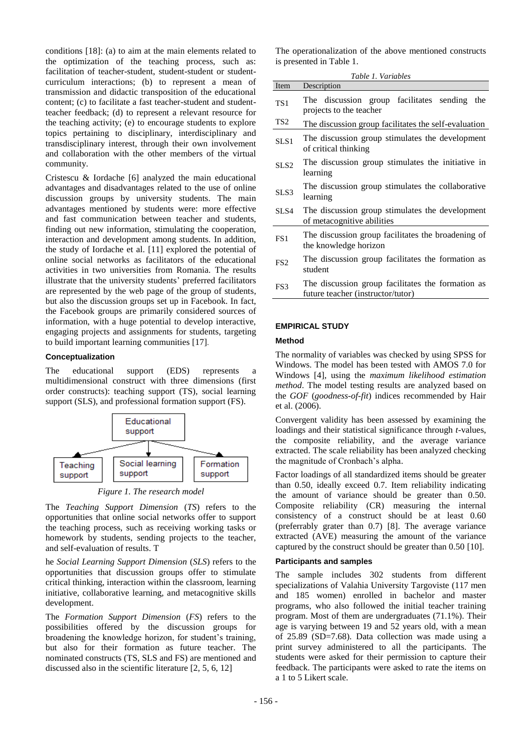conditions [18]: (a) to aim at the main elements related to the optimization of the teaching process, such as: facilitation of teacher-student, student-student or student-curriculum interactions; (b) to represent a mean of transmission and didactic transposition of the educational content; (c) to facilitate a fast teacher-student and student-teacher feedback; (d) to represent a relevant resource for the teaching activity; (e) to encourage students to explore topics pertaining to disciplinary, interdisciplinary and transdisciplinary interest, through their own involvement and collaboration with the other members of the virtual community.

Cristescu & Iordache [6] analyzed the main educational advantages and disadvantages related to the use of online discussion groups by university students. The main advantages mentioned by students were: more effective and fast communication between teacher and students, finding out new information, stimulating the cooperation, interaction and development among students. In addition, the study of Iordache et al. [11] explored the potential of online social networks as facilitators of the educational activities in two universities from Romania. The results illustrate that the university students' preferred facilitators are represented by the web page of the group of students, but also the discussion groups set up in Facebook. In fact, the Facebook groups are primarily considered sources of information, with a huge potential to develop interactive, engaging projects and assignments for students, targeting to build important learning communities [17].

### Conceptualization

The educational support (EDS) represents a multidimensional construct with three dimensions (first order constructs): teaching support (TS), social learning support (SLS), and professional formation support (FS).

Educational support → Teaching support; Social learning support; Formation support

*Figure 1. The research model*

The *Teaching Support Dimension* (*TS*) refers to the opportunities that online social networks offer to support the teaching process, such as receiving working tasks or homework by students, sending projects to the teacher, and self-evaluation of results. T

he *Social Learning Support Dimension* (*SLS*) refers to the opportunities that discussion groups offer to stimulate critical thinking, interaction within the classroom, learning initiative, collaborative learning, and metacognitive skills development.

The *Formation Support Dimension* (*FS*) refers to the possibilities offered by the discussion groups for broadening the knowledge horizon, for student's training, but also for their formation as future teacher. The nominated constructs (TS, SLS and FS) are mentioned and discussed also in the scientific literature [2, 5, 6, 12]

The operationalization of the above mentioned constructs is presented in Table 1.

*Table 1. Variables*

| Item | Description |
|---|---|
| TS1 | The discussion group facilitates sending the projects to the teacher |
| TS2 | The discussion group facilitates the self-evaluation |
| SLS1 | The discussion group stimulates the development of critical thinking |
| SLS2 | The discussion group stimulates the initiative in learning |
| SLS3 | The discussion group stimulates the collaborative learning |
| SLS4 | The discussion group stimulates the development of metacognitive abilities |
| FS1 | The discussion group facilitates the broadening of the knowledge horizon |
| FS2 | The discussion group facilitates the formation as student |
| FS3 | The discussion group facilitates the formation as future teacher (instructor/tutor) |

## EMPIRICAL STUDY

### Method

The normality of variables was checked by using SPSS for Windows. The model has been tested with AMOS 7.0 for Windows [4], using the *maximum likelihood estimation method*. The model testing results are analyzed based on the *GOF* (*goodness-of-fit*) indices recommended by Hair et al. (2006).

Convergent validity has been assessed by examining the loadings and their statistical significance through *t*-values, the composite reliability, and the average variance extracted. The scale reliability has been analyzed checking the magnitude of Cronbach's alpha.

Factor loadings of all standardized items should be greater than 0.50, ideally exceed 0.7. Item reliability indicating the amount of variance should be greater than 0.50. Composite reliability (CR) measuring the internal consistency of a construct should be at least 0.60 (preferrably grater than 0.7) [8]. The average variance extracted (AVE) measuring the amount of the variance captured by the construct should be greater than 0.50 [10].

### Participants and samples

The sample includes 302 students from different specializations of Valahia University Targoviste (117 men and 185 women) enrolled in bachelor and master programs, who also followed the initial teacher training program. Most of them are undergraduates (71.1%). Their age is varying between 19 and 52 years old, with a mean of 25.89 (SD=7.68). Data collection was made using a print survey administered to all the participants. The students were asked for their permission to capture their feedback. The participants were asked to rate the items on a 1 to 5 Likert scale.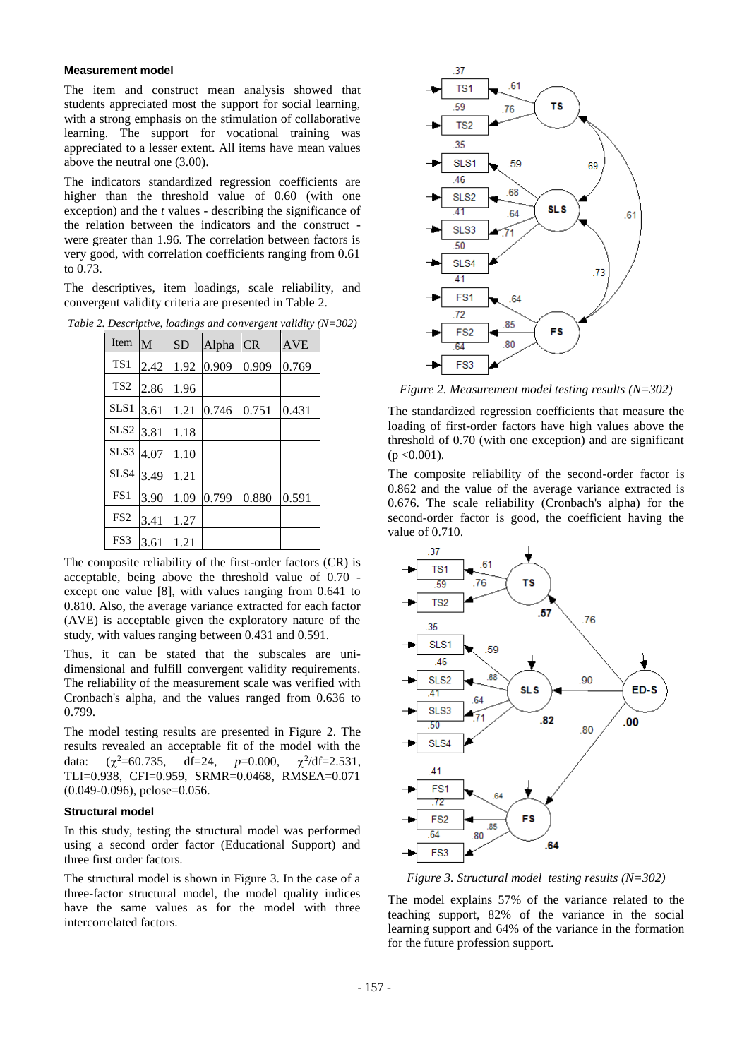### Measurement model

The item and construct mean analysis showed that students appreciated most the support for social learning, with a strong emphasis on the stimulation of collaborative learning. The support for vocational training was appreciated to a lesser extent. All items have mean values above the neutral one (3.00).

The indicators standardized regression coefficients are higher than the threshold value of 0.60 (with one exception) and the *t* values - describing the significance of the relation between the indicators and the construct - were greater than 1.96. The correlation between factors is very good, with correlation coefficients ranging from 0.61 to 0.73.

The descriptives, item loadings, scale reliability, and convergent validity criteria are presented in Table 2.

*Table 2. Descriptive, loadings and convergent validity (N=302)*

| Item | M | SD | Alpha | CR | AVE |
|---|---|---|---|---|---|
| TS1 | 2.42 | 1.92 | 0.909 | 0.909 | 0.769 |
| TS2 | 2.86 | 1.96 | | | |
| SLS1 | 3.61 | 1.21 | 0.746 | 0.751 | 0.431 |
| SLS2 | 3.81 | 1.18 | | | |
| SLS3 | 4.07 | 1.10 | | | |
| SLS4 | 3.49 | 1.21 | | | |
| FS1 | 3.90 | 1.09 | 0.799 | 0.880 | 0.591 |
| FS2 | 3.41 | 1.27 | | | |
| FS3 | 3.61 | 1.21 | | | |

The composite reliability of the first-order factors (CR) is acceptable, being above the threshold value of 0.70 - except one value [8], with values ranging from 0.641 to 0.810. Also, the average variance extracted for each factor (AVE) is acceptable given the exploratory nature of the study, with values ranging between 0.431 and 0.591.

Thus, it can be stated that the subscales are uni-dimensional and fulfill convergent validity requirements. The reliability of the measurement scale was verified with Cronbach's alpha, and the values ranged from 0.636 to 0.799.

The model testing results are presented in Figure 2. The results revealed an acceptable fit of the model with the data: ($\chi^2$=60.735, df=24, $p$=0.000, $\chi^2$/df=2.531, TLI=0.938, CFI=0.959, SRMR=0.0468, RMSEA=0.071 (0.049-0.096), pclose=0.056.

### Structural model

In this study, testing the structural model was performed using a second order factor (Educational Support) and three first order factors.

The structural model is shown in Figure 3. In the case of a three-factor structural model, the model quality indices have the same values as for the model with three intercorrelated factors.

*Figure 2. Measurement model testing results (N=302)*

The standardized regression coefficients that measure the loading of first-order factors have high values above the threshold of 0.70 (with one exception) and are significant (p <0.001).

The composite reliability of the second-order factor is 0.862 and the value of the average variance extracted is 0.676. The scale reliability (Cronbach's alpha) for the second-order factor is good, the coefficient having the value of 0.710.

*Figure 3. Structural model testing results (N=302)*

The model explains 57% of the variance related to the teaching support, 82% of the variance in the social learning support and 64% of the variance in the formation for the future profession support.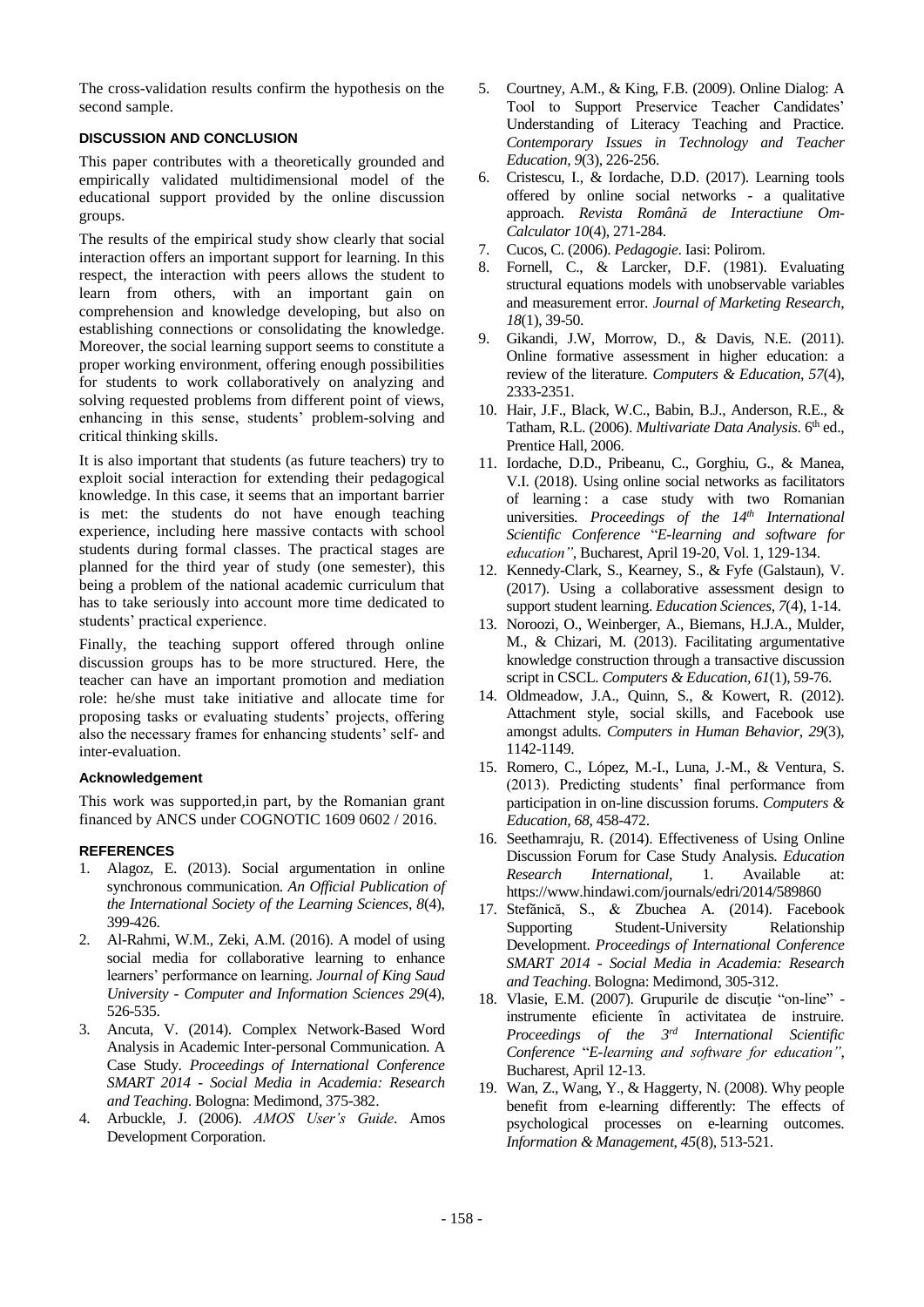The cross-validation results confirm the hypothesis on the second sample.

## DISCUSSION AND CONCLUSION

This paper contributes with a theoretically grounded and empirically validated multidimensional model of the educational support provided by the online discussion groups.

The results of the empirical study show clearly that social interaction offers an important support for learning. In this respect, the interaction with peers allows the student to learn from others, with an important gain on comprehension and knowledge developing, but also on establishing connections or consolidating the knowledge. Moreover, the social learning support seems to constitute a proper working environment, offering enough possibilities for students to work collaboratively on analyzing and solving requested problems from different point of views, enhancing in this sense, students' problem-solving and critical thinking skills.

It is also important that students (as future teachers) try to exploit social interaction for extending their pedagogical knowledge. In this case, it seems that an important barrier is met: the students do not have enough teaching experience, including here massive contacts with school students during formal classes. The practical stages are planned for the third year of study (one semester), this being a problem of the national academic curriculum that has to take seriously into account more time dedicated to students' practical experience.

Finally, the teaching support offered through online discussion groups has to be more structured. Here, the teacher can have an important promotion and mediation role: he/she must take initiative and allocate time for proposing tasks or evaluating students' projects, offering also the necessary frames for enhancing students' self- and inter-evaluation.

### Acknowledgement

This work was supported,in part, by the Romanian grant financed by ANCS under COGNOTIC 1609 0602 / 2016.

## REFERENCES

1. Alagoz, E. (2013). Social argumentation in online synchronous communication. *An Official Publication of the International Society of the Learning Sciences*, *8*(4), 399-426.
2. Al-Rahmi, W.M., Zeki, A.M. (2016). A model of using social media for collaborative learning to enhance learners' performance on learning. *Journal of King Saud University - Computer and Information Sciences 29*(4), 526-535.
3. Ancuta, V. (2014). Complex Network-Based Word Analysis in Academic Inter-personal Communication. A Case Study. *Proceedings of International Conference SMART 2014 - Social Media in Academia: Research and Teaching*. Bologna: Medimond, 375-382.
4. Arbuckle, J. (2006). *AMOS User's Guide*. Amos Development Corporation.
5. Courtney, A.M., & King, F.B. (2009). Online Dialog: A Tool to Support Preservice Teacher Candidates' Understanding of Literacy Teaching and Practice. *Contemporary Issues in Technology and Teacher Education, 9*(3), 226-256.
6. Cristescu, I., & Iordache, D.D. (2017). Learning tools offered by online social networks - a qualitative approach. *Revista Română de Interactiune Om-Calculator 10*(4), 271-284.
7. Cucos, C. (2006). *Pedagogie*. Iasi: Polirom.
8. Fornell, C., & Larcker, D.F. (1981). Evaluating structural equations models with unobservable variables and measurement error. *Journal of Marketing Research*, *18*(1), 39-50.
9. Gikandi, J.W, Morrow, D., & Davis, N.E. (2011). Online formative assessment in higher education: a review of the literature. *Computers & Education*, *57*(4), 2333-2351.
10. Hair, J.F., Black, W.C., Babin, B.J., Anderson, R.E., & Tatham, R.L. (2006). *Multivariate Data Analysis*. 6th ed., Prentice Hall, 2006.
11. Iordache, D.D., Pribeanu, C., Gorghiu, G., & Manea, V.I. (2018). Using online social networks as facilitators of learning : a case study with two Romanian universities. *Proceedings of the 14th International Scientific Conference "E-learning and software for education"*, Bucharest, April 19-20, Vol. 1, 129-134.
12. Kennedy-Clark, S., Kearney, S., & Fyfe (Galstaun), V. (2017). Using a collaborative assessment design to support student learning. *Education Sciences*, *7*(4), 1-14.
13. Noroozi, O., Weinberger, A., Biemans, H.J.A., Mulder, M., & Chizari, M. (2013). Facilitating argumentative knowledge construction through a transactive discussion script in CSCL. *Computers & Education, 61*(1), 59-76.
14. Oldmeadow, J.A., Quinn, S., & Kowert, R. (2012). Attachment style, social skills, and Facebook use amongst adults. *Computers in Human Behavior*, *29*(3), 1142-1149.
15. Romero, C., López, M.-I., Luna, J.-M., & Ventura, S. (2013). Predicting students' final performance from participation in on-line discussion forums. *Computers & Education, 68*, 458-472.
16. Seethamraju, R. (2014). Effectiveness of Using Online Discussion Forum for Case Study Analysis. *Education Research International*, 1. Available at: https://www.hindawi.com/journals/edri/2014/589860
17. Stefănică, S., & Zbuchea A. (2014). Facebook Supporting Student-University Relationship Development. *Proceedings of International Conference SMART 2014 - Social Media in Academia: Research and Teaching*. Bologna: Medimond, 305-312.
18. Vlasie, E.M. (2007). Grupurile de discuție "on-line" - instrumente eficiente în activitatea de instruire. *Proceedings of the 3rd International Scientific Conference "E-learning and software for education"*, Bucharest, April 12-13.
19. Wan, Z., Wang, Y., & Haggerty, N. (2008). Why people benefit from e-learning differently: The effects of psychological processes on e-learning outcomes. *Information & Management*, *45*(8), 513-521.